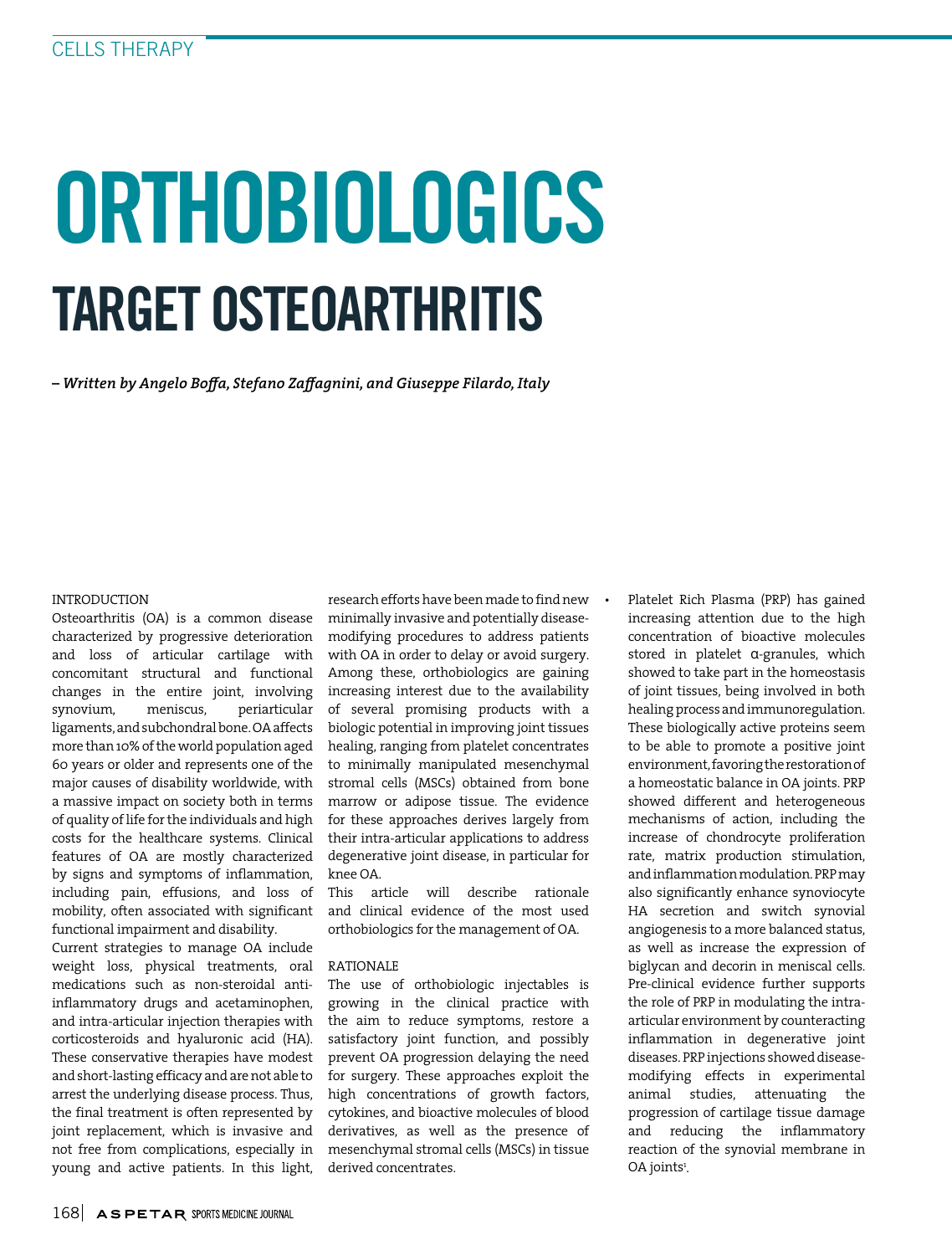CELLS THERAPY

# ORTHOBIOLOGICS

## TARGET OSTEOARTHRITIS

*– Written by Angelo Boffa, Stefano Zaffagnini, and Giuseppe Filardo, Italy*

### INTRODUCTION

Osteoarthritis (OA) is a common disease characterized by progressive deterioration and loss of articular cartilage with concomitant structural and functional changes in the entire joint, involving synovium, meniscus, periarticular ligaments, and subchondral bone. OA affects more than 10% of the world population aged 60 years or older and represents one of the major causes of disability worldwide, with a massive impact on society both in terms of quality of life for the individuals and high costs for the healthcare systems. Clinical features of OA are mostly characterized by signs and symptoms of inflammation, including pain, effusions, and loss of mobility, often associated with significant functional impairment and disability.

Current strategies to manage OA include weight loss, physical treatments, oral medications such as non-steroidal anti-inflammatory drugs and acetaminophen, and intra-articular injection therapies with corticosteroids and hyaluronic acid (HA). These conservative therapies have modest and short-lasting efficacy and are not able to arrest the underlying disease process. Thus, the final treatment is often represented by joint replacement, which is invasive and not free from complications, especially in young and active patients. In this light, research efforts have been made to find new minimally invasive and potentially disease-modifying procedures to address patients with OA in order to delay or avoid surgery. Among these, orthobiologics are gaining increasing interest due to the availability of several promising products with a biologic potential in improving joint tissues healing, ranging from platelet concentrates to minimally manipulated mesenchymal stromal cells (MSCs) obtained from bone marrow or adipose tissue. The evidence for these approaches derives largely from their intra-articular applications to address degenerative joint disease, in particular for knee OA.

This article will describe rationale and clinical evidence of the most used orthobiologics for the management of OA.

### RATIONALE

The use of orthobiologic injectables is growing in the clinical practice with the aim to reduce symptoms, restore a satisfactory joint function, and possibly prevent OA progression delaying the need for surgery. These approaches exploit the high concentrations of growth factors, cytokines, and bioactive molecules of blood derivatives, as well as the presence of mesenchymal stromal cells (MSCs) in tissue derived concentrates.

- Platelet Rich Plasma (PRP) has gained increasing attention due to the high concentration of bioactive molecules stored in platelet α-granules, which showed to take part in the homeostasis of joint tissues, being involved in both healing process and immunoregulation. These biologically active proteins seem to be able to promote a positive joint environment, favoring the restoration of a homeostatic balance in OA joints. PRP showed different and heterogeneous mechanisms of action, including the increase of chondrocyte proliferation rate, matrix production stimulation, and inflammation modulation. PRP may also significantly enhance synoviocyte HA secretion and switch synovial angiogenesis to a more balanced status, as well as increase the expression of biglycan and decorin in meniscal cells. Pre-clinical evidence further supports the role of PRP in modulating the intra-articular environment by counteracting inflammation in degenerative joint diseases. PRP injections showed disease-modifying effects in experimental animal studies, attenuating the progression of cartilage tissue damage and reducing the inflammatory reaction of the synovial membrane in OA joints[1].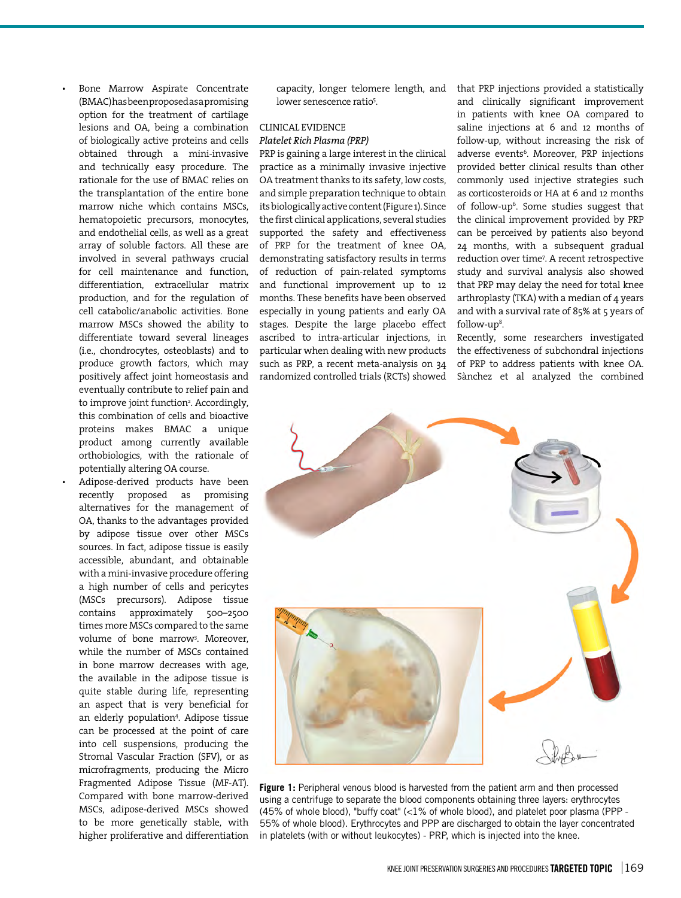- Bone Marrow Aspirate Concentrate (BMAC) has been proposed as a promising option for the treatment of cartilage lesions and OA, being a combination of biologically active proteins and cells obtained through a mini-invasive and technically easy procedure. The rationale for the use of BMAC relies on the transplantation of the entire bone marrow niche which contains MSCs, hematopoietic precursors, monocytes, and endothelial cells, as well as a great array of soluble factors. All these are involved in several pathways crucial for cell maintenance and function, differentiation, extracellular matrix production, and for the regulation of cell catabolic/anabolic activities. Bone marrow MSCs showed the ability to differentiate toward several lineages (i.e., chondrocytes, osteoblasts) and to produce growth factors, which may positively affect joint homeostasis and eventually contribute to relief pain and to improve joint function[2]. Accordingly, this combination of cells and bioactive proteins makes BMAC a unique product among currently available orthobiologics, with the rationale of potentially altering OA course.
- Adipose-derived products have been recently proposed as promising alternatives for the management of OA, thanks to the advantages provided by adipose tissue over other MSCs sources. In fact, adipose tissue is easily accessible, abundant, and obtainable with a mini-invasive procedure offering a high number of cells and pericytes (MSCs precursors). Adipose tissue contains approximately 500–2500 times more MSCs compared to the same volume of bone marrow[3]. Moreover, while the number of MSCs contained in bone marrow decreases with age, the available in the adipose tissue is quite stable during life, representing an aspect that is very beneficial for an elderly population[4]. Adipose tissue can be processed at the point of care into cell suspensions, producing the Stromal Vascular Fraction (SFV), or as microfragments, producing the Micro Fragmented Adipose Tissue (MF-AT). Compared with bone marrow-derived MSCs, adipose-derived MSCs showed to be more genetically stable, with higher proliferative and differentiation capacity, longer telomere length, and lower senescence ratio[5].

## CLINICAL EVIDENCE

### *Platelet Rich Plasma (PRP)*

PRP is gaining a large interest in the clinical practice as a minimally invasive injective OA treatment thanks to its safety, low costs, and simple preparation technique to obtain its biologically active content (Figure 1). Since the first clinical applications, several studies supported the safety and effectiveness of PRP for the treatment of knee OA, demonstrating satisfactory results in terms of reduction of pain-related symptoms and functional improvement up to 12 months. These benefits have been observed especially in young patients and early OA stages. Despite the large placebo effect ascribed to intra-articular injections, in particular when dealing with new products such as PRP, a recent meta-analysis on 34 randomized controlled trials (RCTs) showed that PRP injections provided a statistically and clinically significant improvement in patients with knee OA compared to saline injections at 6 and 12 months of follow-up, without increasing the risk of adverse events[6]. Moreover, PRP injections provided better clinical results than other commonly used injective strategies such as corticosteroids or HA at 6 and 12 months of follow-up[6]. Some studies suggest that the clinical improvement provided by PRP can be perceived by patients also beyond 24 months, with a subsequent gradual reduction over time[7]. A recent retrospective study and survival analysis also showed that PRP may delay the need for total knee arthroplasty (TKA) with a median of 4 years and with a survival rate of 85% at 5 years of follow-up[8].

Recently, some researchers investigated the effectiveness of subchondral injections of PRP to address patients with knee OA. Sànchez et al analyzed the combined

**Figure 1:** Peripheral venous blood is harvested from the patient arm and then processed using a centrifuge to separate the blood components obtaining three layers: erythrocytes (45% of whole blood), "buffy coat" (<1% of whole blood), and platelet poor plasma (PPP - 55% of whole blood). Erythrocytes and PPP are discharged to obtain the layer concentrated in platelets (with or without leukocytes) - PRP, which is injected into the knee.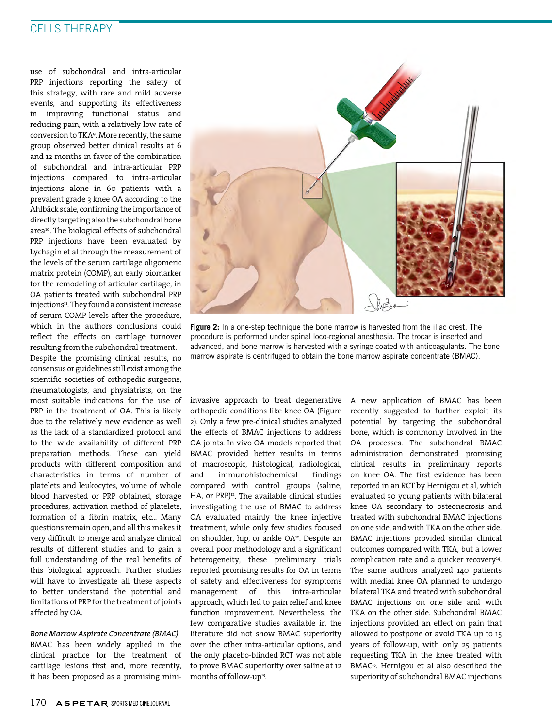use of subchondral and intra-articular PRP injections reporting the safety of this strategy, with rare and mild adverse events, and supporting its effectiveness in improving functional status and reducing pain, with a relatively low rate of conversion to TKA[9]. More recently, the same group observed better clinical results at 6 and 12 months in favor of the combination of subchondral and intra-articular PRP injections compared to intra-articular injections alone in 60 patients with a prevalent grade 3 knee OA according to the Ahlbäck scale, confirming the importance of directly targeting also the subchondral bone area[10]. The biological effects of subchondral PRP injections have been evaluated by Lychagin et al through the measurement of the levels of the serum cartilage oligomeric matrix protein (COMP), an early biomarker for the remodeling of articular cartilage, in OA patients treated with subchondral PRP injections[11]. They found a consistent increase of serum COMP levels after the procedure, which in the authors conclusions could reflect the effects on cartilage turnover resulting from the subchondral treatment.

Despite the promising clinical results, no consensus or guidelines still exist among the scientific societies of orthopedic surgeons, rheumatologists, and physiatrists, on the most suitable indications for the use of PRP in the treatment of OA. This is likely due to the relatively new evidence as well as the lack of a standardized protocol and to the wide availability of different PRP preparation methods. These can yield products with different composition and characteristics in terms of number of platelets and leukocytes, volume of whole blood harvested or PRP obtained, storage procedures, activation method of platelets, formation of a fibrin matrix, etc... Many questions remain open, and all this makes it very difficult to merge and analyze clinical results of different studies and to gain a full understanding of the real benefits of this biological approach. Further studies will have to investigate all these aspects to better understand the potential and limitations of PRP for the treatment of joints affected by OA.

*Bone Marrow Aspirate Concentrate (BMAC)*

BMAC has been widely applied in the clinical practice for the treatment of cartilage lesions first and, more recently, it has been proposed as a promising mini-invasive approach to treat degenerative orthopedic conditions like knee OA (Figure 2). Only a few pre-clinical studies analyzed the effects of BMAC injections to address OA joints. In vivo OA models reported that BMAC provided better results in terms of macroscopic, histological, radiological, and immunohistochemical findings compared with control groups (saline, HA, or PRP)[12]. The available clinical studies investigating the use of BMAC to address OA evaluated mainly the knee injective treatment, while only few studies focused on shoulder, hip, or ankle OA[12]. Despite an overall poor methodology and a significant heterogeneity, these preliminary trials reported promising results for OA in terms of safety and effectiveness for symptoms management of this intra-articular approach, which led to pain relief and knee function improvement. Nevertheless, the few comparative studies available in the literature did not show BMAC superiority over the other intra-articular options, and the only placebo-blinded RCT was not able to prove BMAC superiority over saline at 12 months of follow-up[13].

**Figure 2:** In a one-step technique the bone marrow is harvested from the iliac crest. The procedure is performed under spinal loco-regional anesthesia. The trocar is inserted and advanced, and bone marrow is harvested with a syringe coated with anticoagulants. The bone marrow aspirate is centrifuged to obtain the bone marrow aspirate concentrate (BMAC).

A new application of BMAC has been recently suggested to further exploit its potential by targeting the subchondral bone, which is commonly involved in the OA processes. The subchondral BMAC administration demonstrated promising clinical results in preliminary reports on knee OA. The first evidence has been reported in an RCT by Hernigou et al, which evaluated 30 young patients with bilateral knee OA secondary to osteonecrosis and treated with subchondral BMAC injections on one side, and with TKA on the other side. BMAC injections provided similar clinical outcomes compared with TKA, but a lower complication rate and a quicker recovery[14]. The same authors analyzed 140 patients with medial knee OA planned to undergo bilateral TKA and treated with subchondral BMAC injections on one side and with TKA on the other side. Subchondral BMAC injections provided an effect on pain that allowed to postpone or avoid TKA up to 15 years of follow-up, with only 25 patients requesting TKA in the knee treated with BMAC[15]. Hernigou et al also described the superiority of subchondral BMAC injections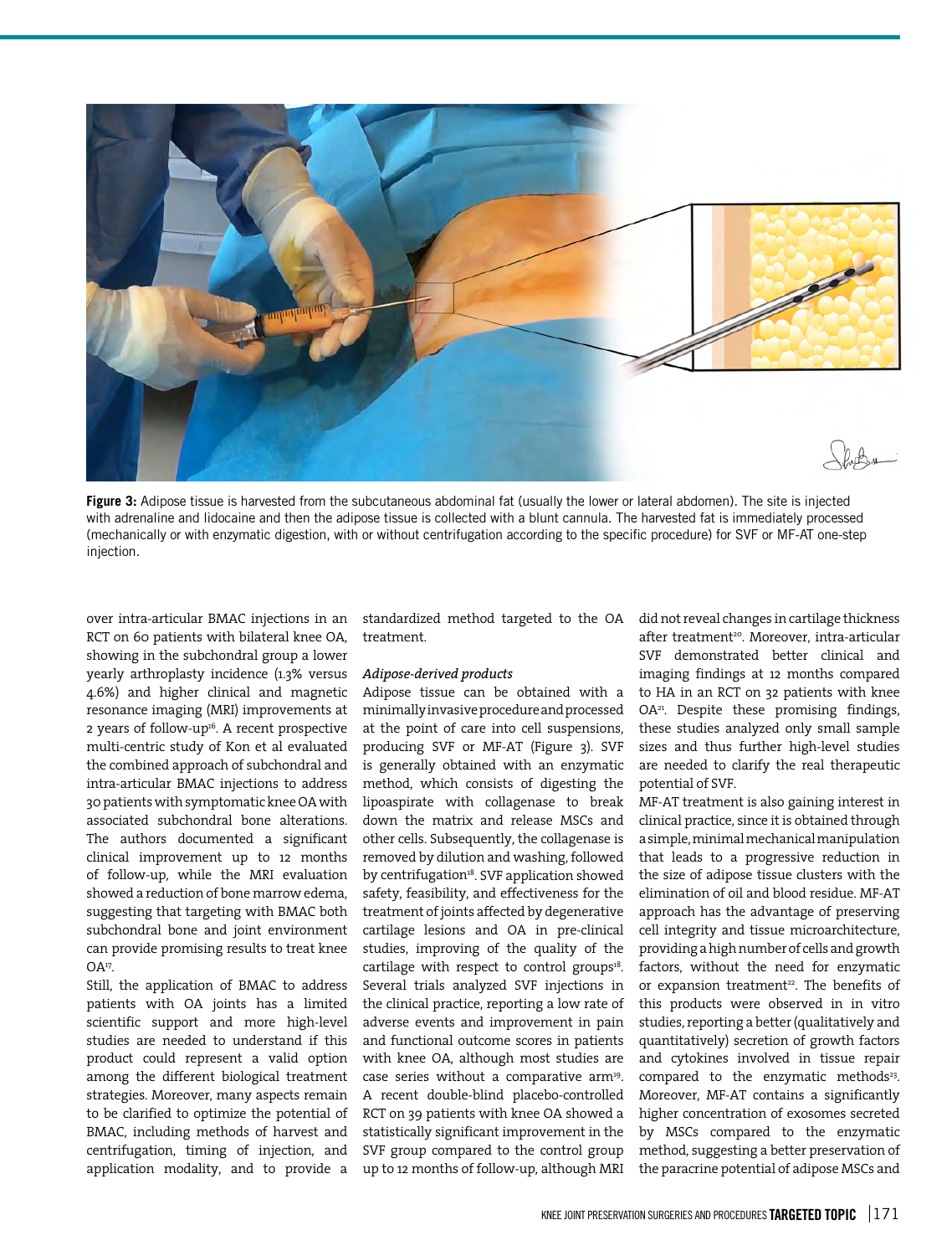**Figure 3:** Adipose tissue is harvested from the subcutaneous abdominal fat (usually the lower or lateral abdomen). The site is injected with adrenaline and lidocaine and then the adipose tissue is collected with a blunt cannula. The harvested fat is immediately processed (mechanically or with enzymatic digestion, with or without centrifugation according to the specific procedure) for SVF or MF-AT one-step injection.

over intra-articular BMAC injections in an RCT on 60 patients with bilateral knee OA, showing in the subchondral group a lower yearly arthroplasty incidence (1.3% versus 4.6%) and higher clinical and magnetic resonance imaging (MRI) improvements at 2 years of follow-up[16]. A recent prospective multi-centric study of Kon et al evaluated the combined approach of subchondral and intra-articular BMAC injections to address 30 patients with symptomatic knee OA with associated subchondral bone alterations. The authors documented a significant clinical improvement up to 12 months of follow-up, while the MRI evaluation showed a reduction of bone marrow edema, suggesting that targeting with BMAC both subchondral bone and joint environment can provide promising results to treat knee OA[17].

Still, the application of BMAC to address patients with OA joints has a limited scientific support and more high-level studies are needed to understand if this product could represent a valid option among the different biological treatment strategies. Moreover, many aspects remain to be clarified to optimize the potential of BMAC, including methods of harvest and centrifugation, timing of injection, and application modality, and to provide a standardized method targeted to the OA treatment.

*Adipose-derived products*

Adipose tissue can be obtained with a minimally invasive procedure and processed at the point of care into cell suspensions, producing SVF or MF-AT (Figure 3). SVF is generally obtained with an enzymatic method, which consists of digesting the lipoaspirate with collagenase to break down the matrix and release MSCs and other cells. Subsequently, the collagenase is removed by dilution and washing, followed by centrifugation[18]. SVF application showed safety, feasibility, and effectiveness for the treatment of joints affected by degenerative cartilage lesions and OA in pre-clinical studies, improving of the quality of the cartilage with respect to control groups[18]. Several trials analyzed SVF injections in the clinical practice, reporting a low rate of adverse events and improvement in pain and functional outcome scores in patients with knee OA, although most studies are case series without a comparative arm[19]. A recent double-blind placebo-controlled RCT on 39 patients with knee OA showed a statistically significant improvement in the SVF group compared to the control group up to 12 months of follow-up, although MRI did not reveal changes in cartilage thickness after treatment[20]. Moreover, intra-articular SVF demonstrated better clinical and imaging findings at 12 months compared to HA in an RCT on 32 patients with knee OA[21]. Despite these promising findings, these studies analyzed only small sample sizes and thus further high-level studies are needed to clarify the real therapeutic potential of SVF.

MF-AT treatment is also gaining interest in clinical practice, since it is obtained through a simple, minimal mechanical manipulation that leads to a progressive reduction in the size of adipose tissue clusters with the elimination of oil and blood residue. MF-AT approach has the advantage of preserving cell integrity and tissue microarchitecture, providing a high number of cells and growth factors, without the need for enzymatic or expansion treatment[22]. The benefits of this products were observed in in vitro studies, reporting a better (qualitatively and quantitatively) secretion of growth factors and cytokines involved in tissue repair compared to the enzymatic methods[23]. Moreover, MF-AT contains a significantly higher concentration of exosomes secreted by MSCs compared to the enzymatic method, suggesting a better preservation of the paracrine potential of adipose MSCs and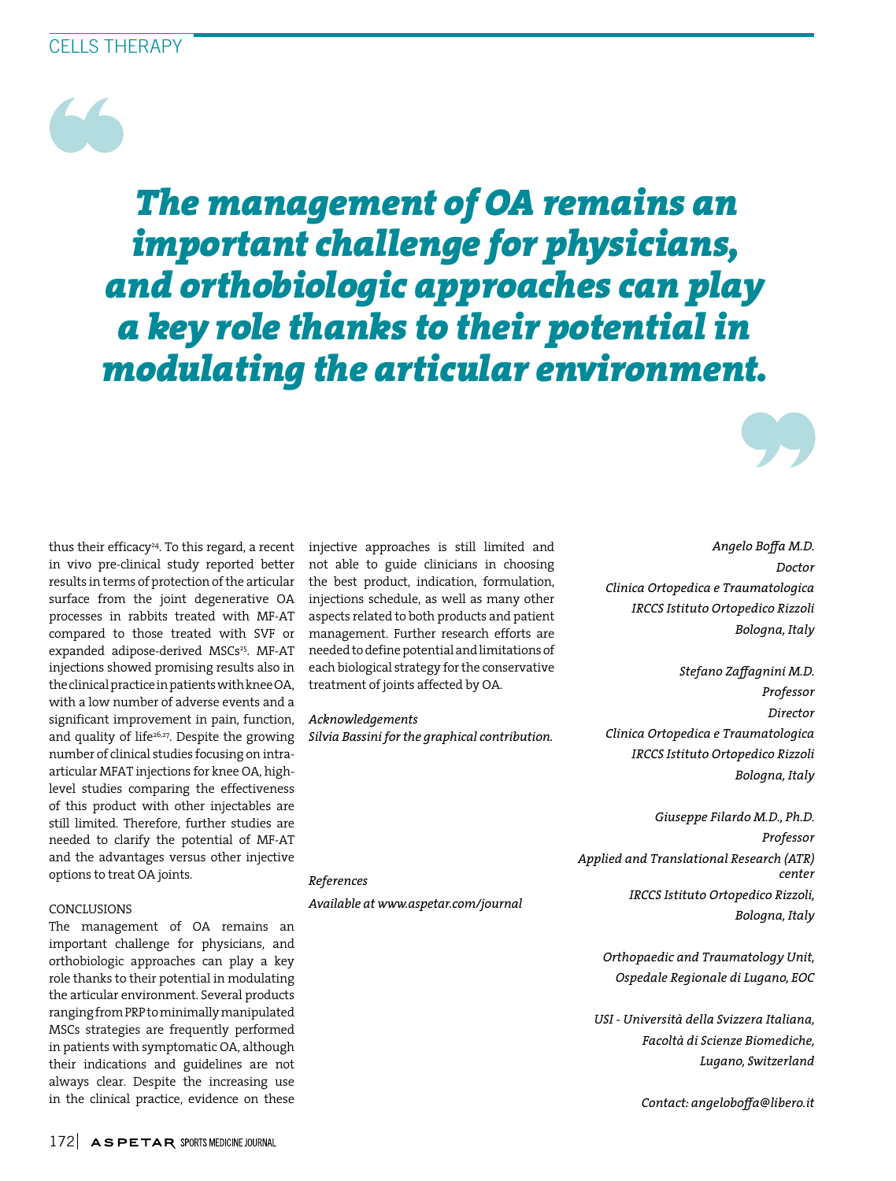> *The management of OA remains an important challenge for physicians, and orthobiologic approaches can play a key role thanks to their potential in modulating the articular environment.*

thus their efficacy[24]. To this regard, a recent in vivo pre-clinical study reported better results in terms of protection of the articular surface from the joint degenerative OA processes in rabbits treated with MF-AT compared to those treated with SVF or expanded adipose-derived MSCs[25]. MF-AT injections showed promising results also in the clinical practice in patients with knee OA, with a low number of adverse events and a significant improvement in pain, function, and quality of life[26,27]. Despite the growing number of clinical studies focusing on intra-articular MFAT injections for knee OA, high-level studies comparing the effectiveness of this product with other injectables are still limited. Therefore, further studies are needed to clarify the potential of MF-AT and the advantages versus other injective options to treat OA joints.

## CONCLUSIONS

The management of OA remains an important challenge for physicians, and orthobiologic approaches can play a key role thanks to their potential in modulating the articular environment. Several products ranging from PRP to minimally manipulated MSCs strategies are frequently performed in patients with symptomatic OA, although their indications and guidelines are not always clear. Despite the increasing use in the clinical practice, evidence on these injective approaches is still limited and not able to guide clinicians in choosing the best product, indication, formulation, injections schedule, as well as many other aspects related to both products and patient management. Further research efforts are needed to define potential and limitations of each biological strategy for the conservative treatment of joints affected by OA.

*Acknowledgements*
*Silvia Bassini for the graphical contribution.*

*References*
*Available at www.aspetar.com/journal*

*Angelo Boffa M.D.*
*Doctor*
*Clinica Ortopedica e Traumatologica*
*IRCCS Istituto Ortopedico Rizzoli*
*Bologna, Italy*

*Stefano Zaffagnini M.D.*
*Professor*
*Director*
*Clinica Ortopedica e Traumatologica*
*IRCCS Istituto Ortopedico Rizzoli*
*Bologna, Italy*

*Giuseppe Filardo M.D., Ph.D.*
*Professor*
*Applied and Translational Research (ATR) center*
*IRCCS Istituto Ortopedico Rizzoli,*
*Bologna, Italy*

*Orthopaedic and Traumatology Unit,*
*Ospedale Regionale di Lugano, EOC*

*USI - Università della Svizzera Italiana,*
*Facoltà di Scienze Biomediche,*
*Lugano, Switzerland*

*Contact: angeloboffa@libero.it*